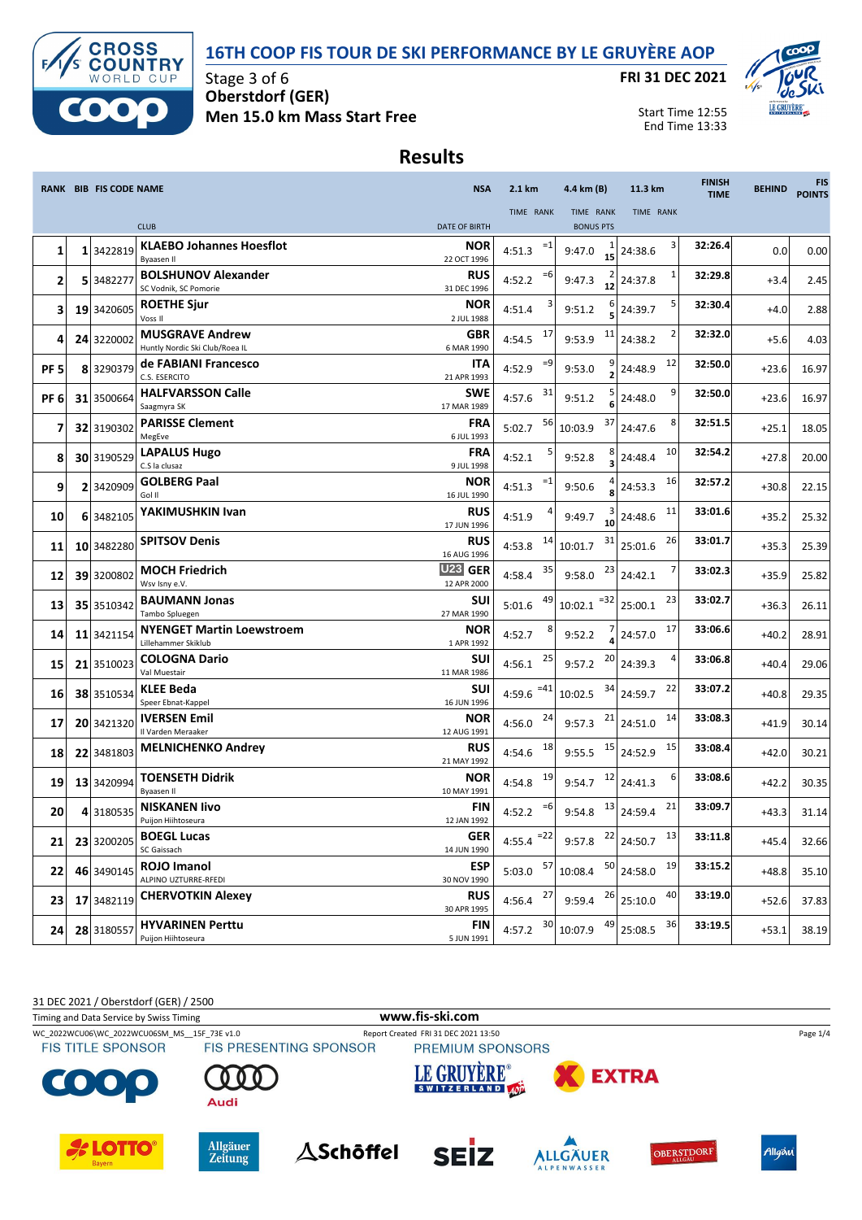# 16TH COOP FIS TOUR DE SKI PERFORMANCE BY LE GRUYÈRE AOP

Stage 3 of 6
**Oberstdorf (GER)**
**Men 15.0 km Mass Start Free**

**FRI 31 DEC 2021**

Start Time 12:55
End Time 13:33

## Results

| RANK | BIB | FIS CODE | NAME / CLUB | NSA / DATE OF BIRTH | 2.1 km TIME | RANK | 4.4 km (B) TIME | RANK / BONUS PTS | 11.3 km TIME | RANK | FINISH TIME | BEHIND | FIS POINTS |
|---|---|---|---|---|---|---|---|---|---|---|---|---|---|
| 1 | 1 | 3422819 | **KLAEBO Johannes Hoesflot** Byaasen Il | **NOR** 22 OCT 1996 | 4:51.3 | =1 | 9:47.0 | 1 / 15 | 24:38.6 | 3 | **32:26.4** | 0.0 | 0.00 |
| 2 | 5 | 3482277 | **BOLSHUNOV Alexander** SC Vodnik, SC Pomorie | **RUS** 31 DEC 1996 | 4:52.2 | =6 | 9:47.3 | 2 / 12 | 24:37.8 | 1 | **32:29.8** | +3.4 | 2.45 |
| 3 | 19 | 3420605 | **ROETHE Sjur** Voss Il | **NOR** 2 JUL 1988 | 4:51.4 | 3 | 9:51.2 | 6 / 5 | 24:39.7 | 5 | **32:30.4** | +4.0 | 2.88 |
| 4 | 24 | 3220002 | **MUSGRAVE Andrew** Huntly Nordic Ski Club/Roea IL | **GBR** 6 MAR 1990 | 4:54.5 | 17 | 9:53.9 | 11 | 24:38.2 | 2 | **32:32.0** | +5.6 | 4.03 |
| PF 5 | 8 | 3290379 | **de FABIANI Francesco** C.S. ESERCITO | **ITA** 21 APR 1993 | 4:52.9 | =9 | 9:53.0 | 9 / 2 | 24:48.9 | 12 | **32:50.0** | +23.6 | 16.97 |
| PF 6 | 31 | 3500664 | **HALFVARSSON Calle** Saagmyra SK | **SWE** 17 MAR 1989 | 4:57.6 | 31 | 9:51.2 | 5 / 6 | 24:48.0 | 9 | **32:50.0** | +23.6 | 16.97 |
| 7 | 32 | 3190302 | **PARISSE Clement** MegEve | **FRA** 6 JUL 1993 | 5:02.7 | 56 | 10:03.9 | 37 | 24:47.6 | 8 | **32:51.5** | +25.1 | 18.05 |
| 8 | 30 | 3190529 | **LAPALUS Hugo** C.S la clusaz | **FRA** 9 JUL 1998 | 4:52.1 | 5 | 9:52.8 | 8 / 3 | 24:48.4 | 10 | **32:54.2** | +27.8 | 20.00 |
| 9 | 2 | 3420909 | **GOLBERG Paal** Gol Il | **NOR** 16 JUL 1990 | 4:51.3 | =1 | 9:50.6 | 4 / 8 | 24:53.3 | 16 | **32:57.2** | +30.8 | 22.15 |
| 10 | 6 | 3482105 | **YAKIMUSHKIN Ivan** | **RUS** 17 JUN 1996 | 4:51.9 | 4 | 9:49.7 | 3 / 10 | 24:48.6 | 11 | **33:01.6** | +35.2 | 25.32 |
| 11 | 10 | 3482280 | **SPITSOV Denis** | **RUS** 16 AUG 1996 | 4:53.8 | 14 | 10:01.7 | 31 | 25:01.6 | 26 | **33:01.7** | +35.3 | 25.39 |
| 12 | 39 | 3200802 | **MOCH Friedrich** Wsv Isny e.V. | U23 **GER** 12 APR 2000 | 4:58.4 | 35 | 9:58.0 | 23 | 24:42.1 | 7 | **33:02.3** | +35.9 | 25.82 |
| 13 | 35 | 3510342 | **BAUMANN Jonas** Tambo Spluegen | **SUI** 27 MAR 1990 | 5:01.6 | 49 | 10:02.1 | =32 | 25:00.1 | 23 | **33:02.7** | +36.3 | 26.11 |
| 14 | 11 | 3421154 | **NYENGET Martin Loewstroem** Lillehammer Skiklub | **NOR** 1 APR 1992 | 4:52.7 | 8 | 9:52.2 | 7 / 4 | 24:57.0 | 17 | **33:06.6** | +40.2 | 28.91 |
| 15 | 21 | 3510023 | **COLOGNA Dario** Val Muestair | **SUI** 11 MAR 1986 | 4:56.1 | 25 | 9:57.2 | 20 | 24:39.3 | 4 | **33:06.8** | +40.4 | 29.06 |
| 16 | 38 | 3510534 | **KLEE Beda** Speer Ebnat-Kappel | **SUI** 16 JUN 1996 | 4:59.6 | =41 | 10:02.5 | 34 | 24:59.7 | 22 | **33:07.2** | +40.8 | 29.35 |
| 17 | 20 | 3421320 | **IVERSEN Emil** Il Varden Meraaker | **NOR** 12 AUG 1991 | 4:56.0 | 24 | 9:57.3 | 21 | 24:51.0 | 14 | **33:08.3** | +41.9 | 30.14 |
| 18 | 22 | 3481803 | **MELNICHENKO Andrey** | **RUS** 21 MAY 1992 | 4:54.6 | 18 | 9:55.5 | 15 | 24:52.9 | 15 | **33:08.4** | +42.0 | 30.21 |
| 19 | 13 | 3420994 | **TOENSETH Didrik** Byaasen Il | **NOR** 10 MAY 1991 | 4:54.8 | 19 | 9:54.7 | 12 | 24:41.3 | 6 | **33:08.6** | +42.2 | 30.35 |
| 20 | 4 | 3180535 | **NISKANEN Iivo** Puijon Hiihtoseura | **FIN** 12 JAN 1992 | 4:52.2 | =6 | 9:54.8 | 13 | 24:59.4 | 21 | **33:09.7** | +43.3 | 31.14 |
| 21 | 23 | 3200205 | **BOEGL Lucas** SC Gaissach | **GER** 14 JUN 1990 | 4:55.4 | =22 | 9:57.8 | 22 | 24:50.7 | 13 | **33:11.8** | +45.4 | 32.66 |
| 22 | 46 | 3490145 | **ROJO Imanol** ALPINO UZTURRE-RFEDI | **ESP** 30 NOV 1990 | 5:03.0 | 57 | 10:08.4 | 50 | 24:58.0 | 19 | **33:15.2** | +48.8 | 35.10 |
| 23 | 17 | 3482119 | **CHERVOTKIN Alexey** | **RUS** 30 APR 1995 | 4:56.4 | 27 | 9:59.4 | 26 | 25:10.0 | 40 | **33:19.0** | +52.6 | 37.83 |
| 24 | 28 | 3180557 | **HYVARINEN Perttu** Puijon Hiihtoseura | **FIN** 5 JUN 1991 | 4:57.2 | 30 | 10:07.9 | 49 | 25:08.5 | 36 | **33:19.5** | +53.1 | 38.19 |

31 DEC 2021 / Oberstdorf (GER) / 2500

Timing and Data Service by Swiss Timing

www.fis-ski.com

WC_2022WCU06\WC_2022WCU06SM_MS__15F_73E v1.0 — Report Created FRI 31 DEC 2021 13:50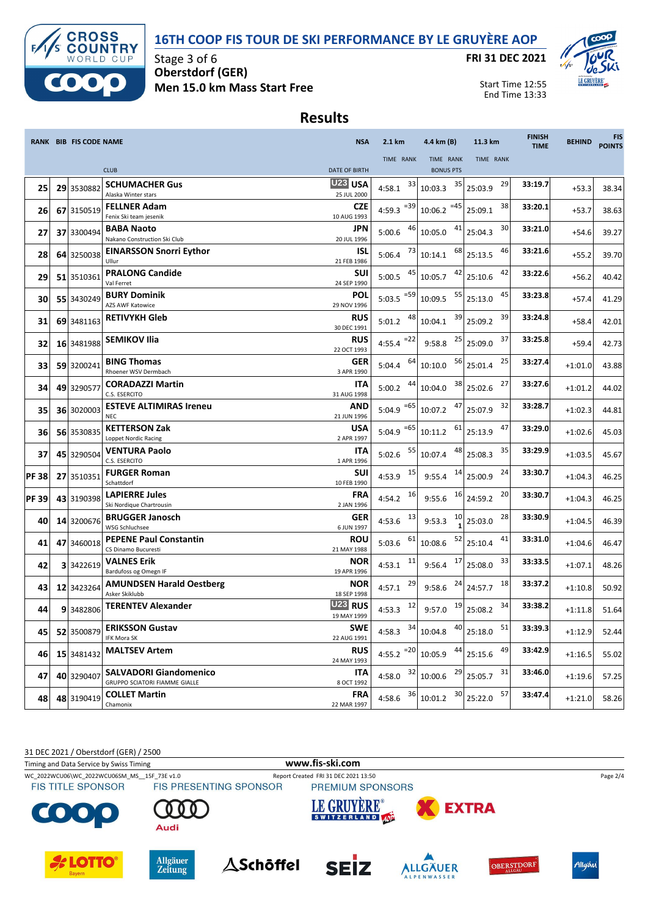# 16TH COOP FIS TOUR DE SKI PERFORMANCE BY LE GRUYÈRE AOP

Stage 3 of 6
**Oberstdorf (GER)**
**Men 15.0 km Mass Start Free**

**FRI 31 DEC 2021**

Start Time 12:55
End Time 13:33

## Results

| RANK | BIB | FIS CODE | NAME / CLUB | NSA / DATE OF BIRTH | 2.1 km TIME | 2.1 km RANK | 4.4 km (B) TIME | 4.4 km (B) RANK / BONUS PTS | 11.3 km TIME | 11.3 km RANK | FINISH TIME | BEHIND | FIS POINTS |
|---|---|---|---|---|---|---|---|---|---|---|---|---|---|
| 25 | 29 | 3530882 | **SCHUMACHER Gus** Alaska Winter stars | U23 USA 25 JUL 2000 | 4:58.1 | 33 | 10:03.3 | 35 | 25:03.9 | 29 | 33:19.7 | +53.3 | 38.34 |
| 26 | 67 | 3150519 | **FELLNER Adam** Fenix Ski team jesenik | CZE 10 AUG 1993 | 4:59.3 | =39 | 10:06.2 | =45 | 25:09.1 | 38 | 33:20.1 | +53.7 | 38.63 |
| 27 | 37 | 3300494 | **BABA Naoto** Nakano Construction Ski Club | JPN 20 JUL 1996 | 5:00.6 | 46 | 10:05.0 | 41 | 25:04.3 | 30 | 33:21.0 | +54.6 | 39.27 |
| 28 | 64 | 3250038 | **EINARSSON Snorri Eythor** Ullur | ISL 21 FEB 1986 | 5:06.4 | 73 | 10:14.1 | 68 | 25:13.5 | 46 | 33:21.6 | +55.2 | 39.70 |
| 29 | 51 | 3510361 | **PRALONG Candide** Val Ferret | SUI 24 SEP 1990 | 5:00.5 | 45 | 10:05.7 | 42 | 25:10.6 | 42 | 33:22.6 | +56.2 | 40.42 |
| 30 | 55 | 3430249 | **BURY Dominik** AZS AWF Katowice | POL 29 NOV 1996 | 5:03.5 | =59 | 10:09.5 | 55 | 25:13.0 | 45 | 33:23.8 | +57.4 | 41.29 |
| 31 | 69 | 3481163 | **RETIVYKH Gleb** | RUS 30 DEC 1991 | 5:01.2 | 48 | 10:04.1 | 39 | 25:09.2 | 39 | 33:24.8 | +58.4 | 42.01 |
| 32 | 16 | 3481988 | **SEMIKOV Ilia** | RUS 22 OCT 1993 | 4:55.4 | =22 | 9:58.8 | 25 | 25:09.0 | 37 | 33:25.8 | +59.4 | 42.73 |
| 33 | 59 | 3200241 | **BING Thomas** Rhoener WSV Dermbach | GER 3 APR 1990 | 5:04.4 | 64 | 10:10.0 | 56 | 25:01.4 | 25 | 33:27.4 | +1:01.0 | 43.88 |
| 34 | 49 | 3290577 | **CORADAZZI Martin** C.S. ESERCITO | ITA 31 AUG 1998 | 5:00.2 | 44 | 10:04.0 | 38 | 25:02.6 | 27 | 33:27.6 | +1:01.2 | 44.02 |
| 35 | 36 | 3020003 | **ESTEVE ALTIMIRAS Ireneu** NEC | AND 21 JUN 1996 | 5:04.9 | =65 | 10:07.2 | 47 | 25:07.9 | 32 | 33:28.7 | +1:02.3 | 44.81 |
| 36 | 56 | 3530835 | **KETTERSON Zak** Loppet Nordic Racing | USA 2 APR 1997 | 5:04.9 | =65 | 10:11.2 | 61 | 25:13.9 | 47 | 33:29.0 | +1:02.6 | 45.03 |
| 37 | 45 | 3290504 | **VENTURA Paolo** C.S. ESERCITO | ITA 1 APR 1996 | 5:02.6 | 55 | 10:07.4 | 48 | 25:08.3 | 35 | 33:29.9 | +1:03.5 | 45.67 |
| PF 38 | 27 | 3510351 | **FURGER Roman** Schattdorf | SUI 10 FEB 1990 | 4:53.9 | 15 | 9:55.4 | 14 | 25:00.9 | 24 | 33:30.7 | +1:04.3 | 46.25 |
| PF 39 | 43 | 3190398 | **LAPIERRE Jules** Ski Nordique Chartrousin | FRA 2 JAN 1996 | 4:54.2 | 16 | 9:55.6 | 16 | 24:59.2 | 20 | 33:30.7 | +1:04.3 | 46.25 |
| 40 | 14 | 3200676 | **BRUGGER Janosch** WSG Schluchsee | GER 6 JUN 1997 | 4:53.6 | 13 | 9:53.3 | 10 / 1 | 25:03.0 | 28 | 33:30.9 | +1:04.5 | 46.39 |
| 41 | 47 | 3460018 | **PEPENE Paul Constantin** CS Dinamo Bucuresti | ROU 21 MAY 1988 | 5:03.6 | 61 | 10:08.6 | 52 | 25:10.4 | 41 | 33:31.0 | +1:04.6 | 46.47 |
| 42 | 3 | 3422619 | **VALNES Erik** Bardufoss og Omegn IF | NOR 19 APR 1996 | 4:53.1 | 11 | 9:56.4 | 17 | 25:08.0 | 33 | 33:33.5 | +1:07.1 | 48.26 |
| 43 | 12 | 3423264 | **AMUNDSEN Harald Oestberg** Asker Skiklubb | NOR 18 SEP 1998 | 4:57.1 | 29 | 9:58.6 | 24 | 24:57.7 | 18 | 33:37.2 | +1:10.8 | 50.92 |
| 44 | 9 | 3482806 | **TERENTEV Alexander** | U23 RUS 19 MAY 1999 | 4:53.3 | 12 | 9:57.0 | 19 | 25:08.2 | 34 | 33:38.2 | +1:11.8 | 51.64 |
| 45 | 52 | 3500879 | **ERIKSSON Gustav** IFK Mora SK | SWE 22 AUG 1991 | 4:58.3 | 34 | 10:04.8 | 40 | 25:18.0 | 51 | 33:39.3 | +1:12.9 | 52.44 |
| 46 | 15 | 3481432 | **MALTSEV Artem** | RUS 24 MAY 1993 | 4:55.2 | =20 | 10:05.9 | 44 | 25:15.6 | 49 | 33:42.9 | +1:16.5 | 55.02 |
| 47 | 40 | 3290407 | **SALVADORI Giandomenico** GRUPPO SCIATORI FIAMME GIALLE | ITA 8 OCT 1992 | 4:58.0 | 32 | 10:00.6 | 29 | 25:05.7 | 31 | 33:46.0 | +1:19.6 | 57.25 |
| 48 | 48 | 3190419 | **COLLET Martin** Chamonix | FRA 22 MAR 1997 | 4:58.6 | 36 | 10:01.2 | 30 | 25:22.0 | 57 | 33:47.4 | +1:21.0 | 58.26 |

31 DEC 2021 / Oberstdorf (GER) / 2500
Timing and Data Service by Swiss Timing
www.fis-ski.com
WC_2022WCU06\WC_2022WCU06SM_MS__15F_73E v1.0
Report Created FRI 31 DEC 2021 13:50

FIS TITLE SPONSOR: COOP
FIS PRESENTING SPONSOR: Audi
PREMIUM SPONSORS: LE GRUYÈRE SWITZERLAND, EXTRA
LOTTO Bayern, Allgäuer Zeitung, Schöffel, SEIZ, ALLGÄUER ALPENWASSER, OBERSTDORF ALLGÄU, Allgäu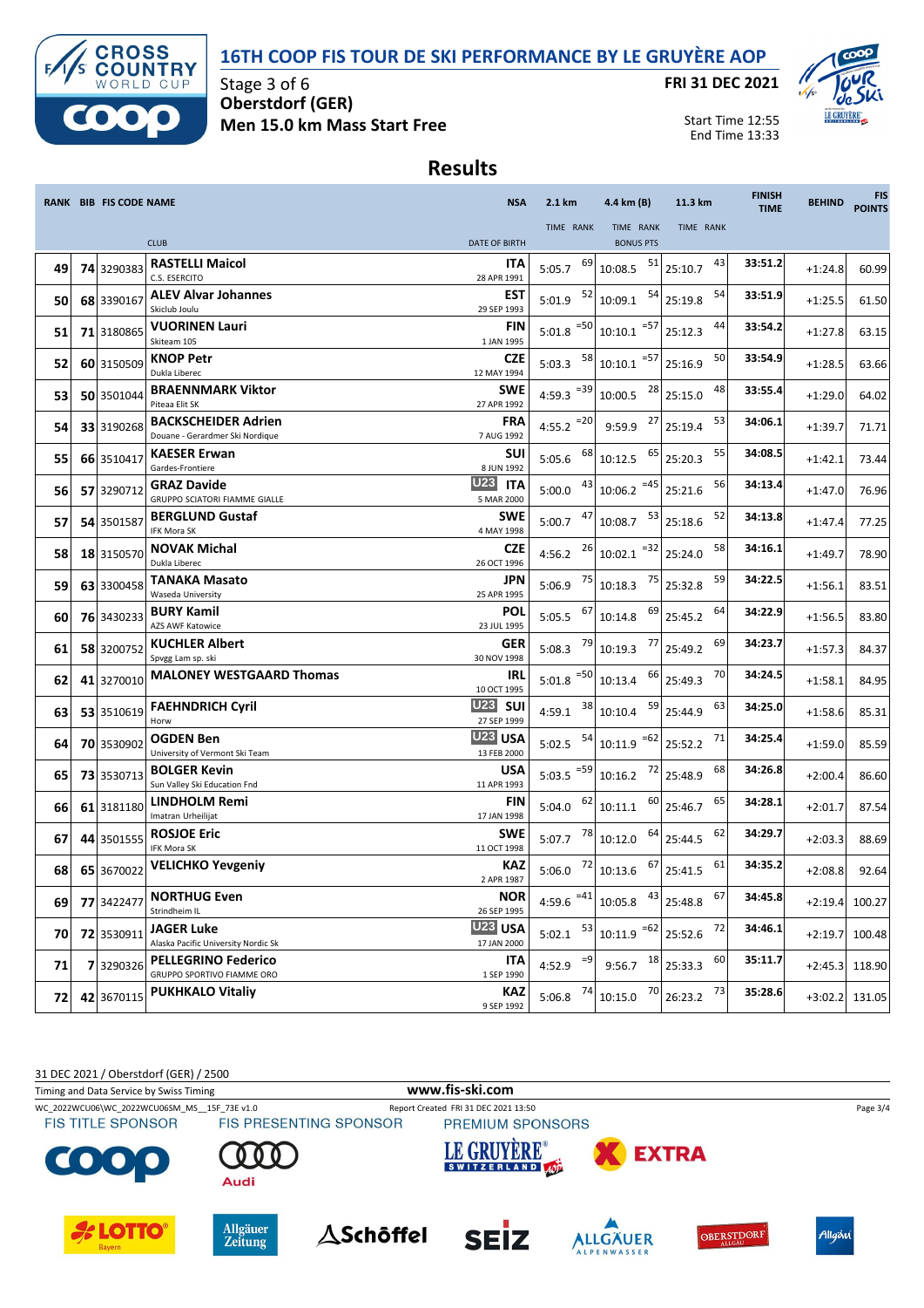# 16TH COOP FIS TOUR DE SKI PERFORMANCE BY LE GRUYÈRE AOP

Stage 3 of 6
**Oberstdorf (GER)**
**Men 15.0 km Mass Start Free**

**FRI 31 DEC 2021**

Start Time 12:55
End Time 13:33

## Results

| RANK | BIB | FIS CODE | NAME / CLUB | NSA / DATE OF BIRTH | 2.1 km TIME | 2.1 km RANK | 4.4 km (B) TIME | 4.4 km (B) RANK | 11.3 km TIME | 11.3 km RANK | FINISH TIME | BEHIND | FIS POINTS |
|---|---|---|---|---|---|---|---|---|---|---|---|---|---|
| 49 | 74 | 3290383 | **RASTELLI Maicol** C.S. ESERCITO | ITA 28 APR 1991 | 5:05.7 | 69 | 10:08.5 | 51 | 25:10.7 | 43 | 33:51.2 | +1:24.8 | 60.99 |
| 50 | 68 | 3390167 | **ALEV Alvar Johannes** Skiclub Joulu | EST 29 SEP 1993 | 5:01.9 | 52 | 10:09.1 | 54 | 25:19.8 | 54 | 33:51.9 | +1:25.5 | 61.50 |
| 51 | 71 | 3180865 | **VUORINEN Lauri** Skiteam 105 | FIN 1 JAN 1995 | 5:01.8 | =50 | 10:10.1 | =57 | 25:12.3 | 44 | 33:54.2 | +1:27.8 | 63.15 |
| 52 | 60 | 3150509 | **KNOP Petr** Dukla Liberec | CZE 12 MAY 1994 | 5:03.3 | 58 | 10:10.1 | =57 | 25:16.9 | 50 | 33:54.9 | +1:28.5 | 63.66 |
| 53 | 50 | 3501044 | **BRAENNMARK Viktor** Piteaa Elit SK | SWE 27 APR 1992 | 4:59.3 | =39 | 10:00.5 | 28 | 25:15.0 | 48 | 33:55.4 | +1:29.0 | 64.02 |
| 54 | 33 | 3190268 | **BACKSCHEIDER Adrien** Douane - Gerardmer Ski Nordique | FRA 7 AUG 1992 | 4:55.2 | =20 | 9:59.9 | 27 | 25:19.4 | 53 | 34:06.1 | +1:39.7 | 71.71 |
| 55 | 66 | 3510417 | **KAESER Erwan** Gardes-Frontiere | SUI 8 JUN 1992 | 5:05.6 | 68 | 10:12.5 | 65 | 25:20.3 | 55 | 34:08.5 | +1:42.1 | 73.44 |
| 56 | 57 | 3290712 | **GRAZ Davide** GRUPPO SCIATORI FIAMME GIALLE | U23 ITA 5 MAR 2000 | 5:00.0 | 43 | 10:06.2 | =45 | 25:21.6 | 56 | 34:13.4 | +1:47.0 | 76.96 |
| 57 | 54 | 3501587 | **BERGLUND Gustaf** IFK Mora SK | SWE 4 MAY 1998 | 5:00.7 | 47 | 10:08.7 | 53 | 25:18.6 | 52 | 34:13.8 | +1:47.4 | 77.25 |
| 58 | 18 | 3150570 | **NOVAK Michal** Dukla Liberec | CZE 26 OCT 1996 | 4:56.2 | 26 | 10:02.1 | =32 | 25:24.0 | 58 | 34:16.1 | +1:49.7 | 78.90 |
| 59 | 63 | 3300458 | **TANAKA Masato** Waseda University | JPN 25 APR 1995 | 5:06.9 | 75 | 10:18.3 | 75 | 25:32.8 | 59 | 34:22.5 | +1:56.1 | 83.51 |
| 60 | 76 | 3430233 | **BURY Kamil** AZS AWF Katowice | POL 23 JUL 1995 | 5:05.5 | 67 | 10:14.8 | 69 | 25:45.2 | 64 | 34:22.9 | +1:56.5 | 83.80 |
| 61 | 58 | 3200752 | **KUCHLER Albert** Spvgg Lam sp. ski | GER 30 NOV 1998 | 5:08.3 | 79 | 10:19.3 | 77 | 25:49.2 | 69 | 34:23.7 | +1:57.3 | 84.37 |
| 62 | 41 | 3270010 | **MALONEY WESTGAARD Thomas** | IRL 10 OCT 1995 | 5:01.8 | =50 | 10:13.4 | 66 | 25:49.3 | 70 | 34:24.5 | +1:58.1 | 84.95 |
| 63 | 53 | 3510619 | **FAEHNDRICH Cyril** Horw | U23 SUI 27 SEP 1999 | 4:59.1 | 38 | 10:10.4 | 59 | 25:44.9 | 63 | 34:25.0 | +1:58.6 | 85.31 |
| 64 | 70 | 3530902 | **OGDEN Ben** University of Vermont Ski Team | U23 USA 13 FEB 2000 | 5:02.5 | 54 | 10:11.9 | =62 | 25:52.2 | 71 | 34:25.4 | +1:59.0 | 85.59 |
| 65 | 73 | 3530713 | **BOLGER Kevin** Sun Valley Ski Education Fnd | USA 11 APR 1993 | 5:03.5 | =59 | 10:16.2 | 72 | 25:48.9 | 68 | 34:26.8 | +2:00.4 | 86.60 |
| 66 | 61 | 3181180 | **LINDHOLM Remi** Imatran Urheilijat | FIN 17 JAN 1998 | 5:04.0 | 62 | 10:11.1 | 60 | 25:46.7 | 65 | 34:28.1 | +2:01.7 | 87.54 |
| 67 | 44 | 3501555 | **ROSJOE Eric** IFK Mora SK | SWE 11 OCT 1998 | 5:07.7 | 78 | 10:12.0 | 64 | 25:44.5 | 62 | 34:29.7 | +2:03.3 | 88.69 |
| 68 | 65 | 3670022 | **VELICHKO Yevgeniy** | KAZ 2 APR 1987 | 5:06.0 | 72 | 10:13.6 | 67 | 25:41.5 | 61 | 34:35.2 | +2:08.8 | 92.64 |
| 69 | 77 | 3422477 | **NORTHUG Even** Strindheim IL | NOR 26 SEP 1995 | 4:59.6 | =41 | 10:05.8 | 43 | 25:48.8 | 67 | 34:45.8 | +2:19.4 | 100.27 |
| 70 | 72 | 3530911 | **JAGER Luke** Alaska Pacific University Nordic Sk | U23 USA 17 JAN 2000 | 5:02.1 | 53 | 10:11.9 | =62 | 25:52.6 | 72 | 34:46.1 | +2:19.7 | 100.48 |
| 71 | 7 | 3290326 | **PELLEGRINO Federico** GRUPPO SPORTIVO FIAMME ORO | ITA 1 SEP 1990 | 4:52.9 | =9 | 9:56.7 | 18 | 25:33.3 | 60 | 35:11.7 | +2:45.3 | 118.90 |
| 72 | 42 | 3670115 | **PUKHKALO Vitaliy** | KAZ 9 SEP 1992 | 5:06.8 | 74 | 10:15.0 | 70 | 26:23.2 | 73 | 35:28.6 | +3:02.2 | 131.05 |

31 DEC 2021 / Oberstdorf (GER) / 2500

Timing and Data Service by Swiss Timing

www.fis-ski.com

WC_2022WCU06\WC_2022WCU06SM_MS__15F_73E v1.0 — Report Created FRI 31 DEC 2021 13:50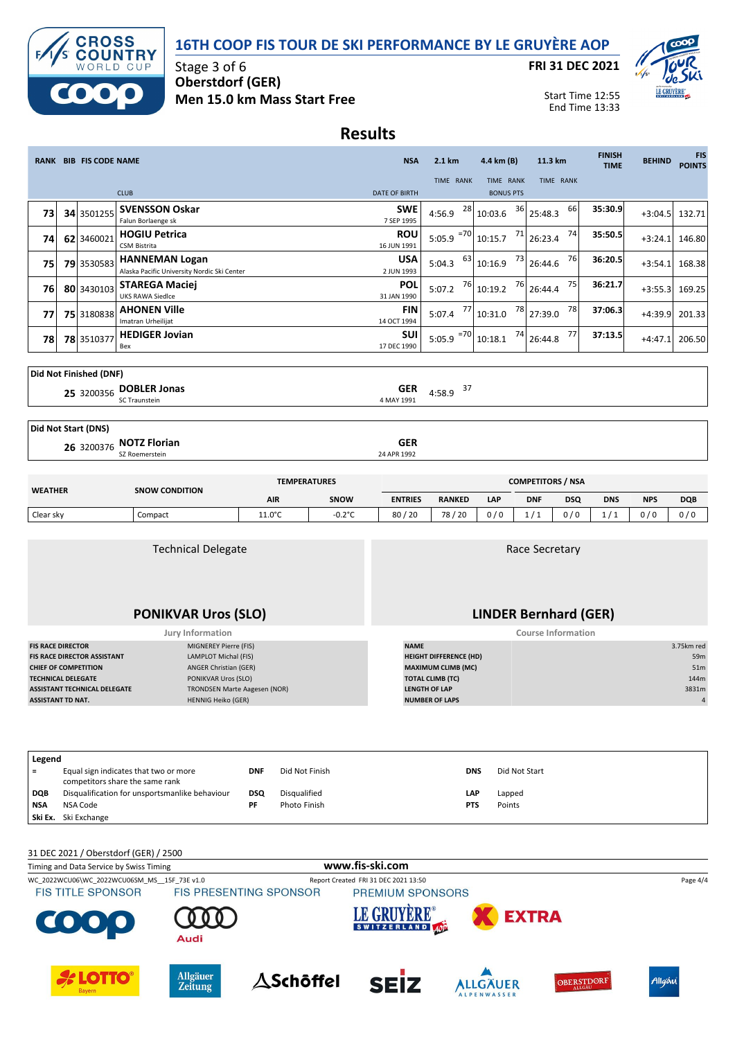# 16TH COOP FIS TOUR DE SKI PERFORMANCE BY LE GRUYÈRE AOP

Stage 3 of 6
**Oberstdorf (GER)**
**Men 15.0 km Mass Start Free**

**FRI 31 DEC 2021**

Start Time 12:55
End Time 13:33

## Results

| RANK | BIB | FIS CODE | NAME / CLUB | NSA / DATE OF BIRTH | 2.1 km TIME | RANK | 4.4 km (B) TIME | RANK | 11.3 km TIME | RANK | FINISH TIME | BEHIND | FIS POINTS |
|---|---|---|---|---|---|---|---|---|---|---|---|---|---|
| 73 | 34 | 3501255 | **SVENSSON Oskar** Falun Borlaenge sk | SWE 7 SEP 1995 | 4:56.9 | 28 | 10:03.6 | 36 | 25:48.3 | 66 | 35:30.9 | +3:04.5 | 132.71 |
| 74 | 62 | 3460021 | **HOGIU Petrica** CSM Bistrita | ROU 16 JUN 1991 | 5:05.9 | =70 | 10:15.7 | 71 | 26:23.4 | 74 | 35:50.5 | +3:24.1 | 146.80 |
| 75 | 79 | 3530583 | **HANNEMAN Logan** Alaska Pacific University Nordic Ski Center | USA 2 JUN 1993 | 5:04.3 | 63 | 10:16.9 | 73 | 26:44.6 | 76 | 36:20.5 | +3:54.1 | 168.38 |
| 76 | 80 | 3430103 | **STAREGA Maciej** UKS RAWA Siedlce | POL 31 JAN 1990 | 5:07.2 | 76 | 10:19.2 | 76 | 26:44.4 | 75 | 36:21.7 | +3:55.3 | 169.25 |
| 77 | 75 | 3180838 | **AHONEN Ville** Imatran Urheilijat | FIN 14 OCT 1994 | 5:07.4 | 77 | 10:31.0 | 78 | 27:39.0 | 78 | 37:06.3 | +4:39.9 | 201.33 |
| 78 | 78 | 3510377 | **HEDIGER Jovian** Bex | SUI 17 DEC 1990 | 5:05.9 | =70 | 10:18.1 | 74 | 26:44.8 | 77 | 37:13.5 | +4:47.1 | 206.50 |

**Did Not Finished (DNF)**

| BIB | FIS CODE | NAME / CLUB | NSA / DATE OF BIRTH | 2.1 km TIME | RANK |
|---|---|---|---|---|---|
| 25 | 3200356 | **DOBLER Jonas** SC Traunstein | GER 4 MAY 1991 | 4:58.9 | 37 |

**Did Not Start (DNS)**

| BIB | FIS CODE | NAME / CLUB | NSA / DATE OF BIRTH |
|---|---|---|---|
| 26 | 3200376 | **NOTZ Florian** SZ Roemerstein | GER 24 APR 1992 |

| WEATHER | SNOW CONDITION | TEMPERATURES AIR | TEMPERATURES SNOW | ENTRIES | RANKED | LAP | DNF | DSQ | DNS | NPS | DQB |
|---|---|---|---|---|---|---|---|---|---|---|---|
| Clear sky | Compact | 11.0°C | -0.2°C | 80 / 20 | 78 / 20 | 0 / 0 | 1 / 1 | 0 / 0 | 1 / 1 | 0 / 0 | 0 / 0 |

Technical Delegate: **PONIKVAR Uros (SLO)**

Race Secretary: **LINDER Bernhard (GER)**

**Jury Information**

| | |
|---|---|
| FIS RACE DIRECTOR | MIGNEREY Pierre (FIS) |
| FIS RACE DIRECTOR ASSISTANT | LAMPLOT Michal (FIS) |
| CHIEF OF COMPETITION | ANGER Christian (GER) |
| TECHNICAL DELEGATE | PONIKVAR Uros (SLO) |
| ASSISTANT TECHNICAL DELEGATE | TRONDSEN Marte Aagesen (NOR) |
| ASSISTANT TD NAT. | HENNIG Heiko (GER) |

**Course Information**

| | |
|---|---|
| NAME | 3.75km red |
| HEIGHT DIFFERENCE (HD) | 59m |
| MAXIMUM CLIMB (MC) | 51m |
| TOTAL CLIMB (TC) | 144m |
| LENGTH OF LAP | 3831m |
| NUMBER OF LAPS | 4 |

**Legend**

| | | | | | |
|---|---|---|---|---|---|
| = | Equal sign indicates that two or more competitors share the same rank | DNF | Did Not Finish | DNS | Did Not Start |
| DQB | Disqualification for unsportsmanlike behaviour | DSQ | Disqualified | LAP | Lapped |
| NSA | NSA Code | PF | Photo Finish | PTS | Points |
| Ski Ex. | Ski Exchange | | | | |

31 DEC 2021 / Oberstdorf (GER) / 2500

Timing and Data Service by Swiss Timing

www.fis-ski.com

WC_2022WCU06\WC_2022WCU06SM_MS__15F_73E v1.0 — Report Created FRI 31 DEC 2021 13:50

FIS TITLE SPONSOR — FIS PRESENTING SPONSOR — PREMIUM SPONSORS